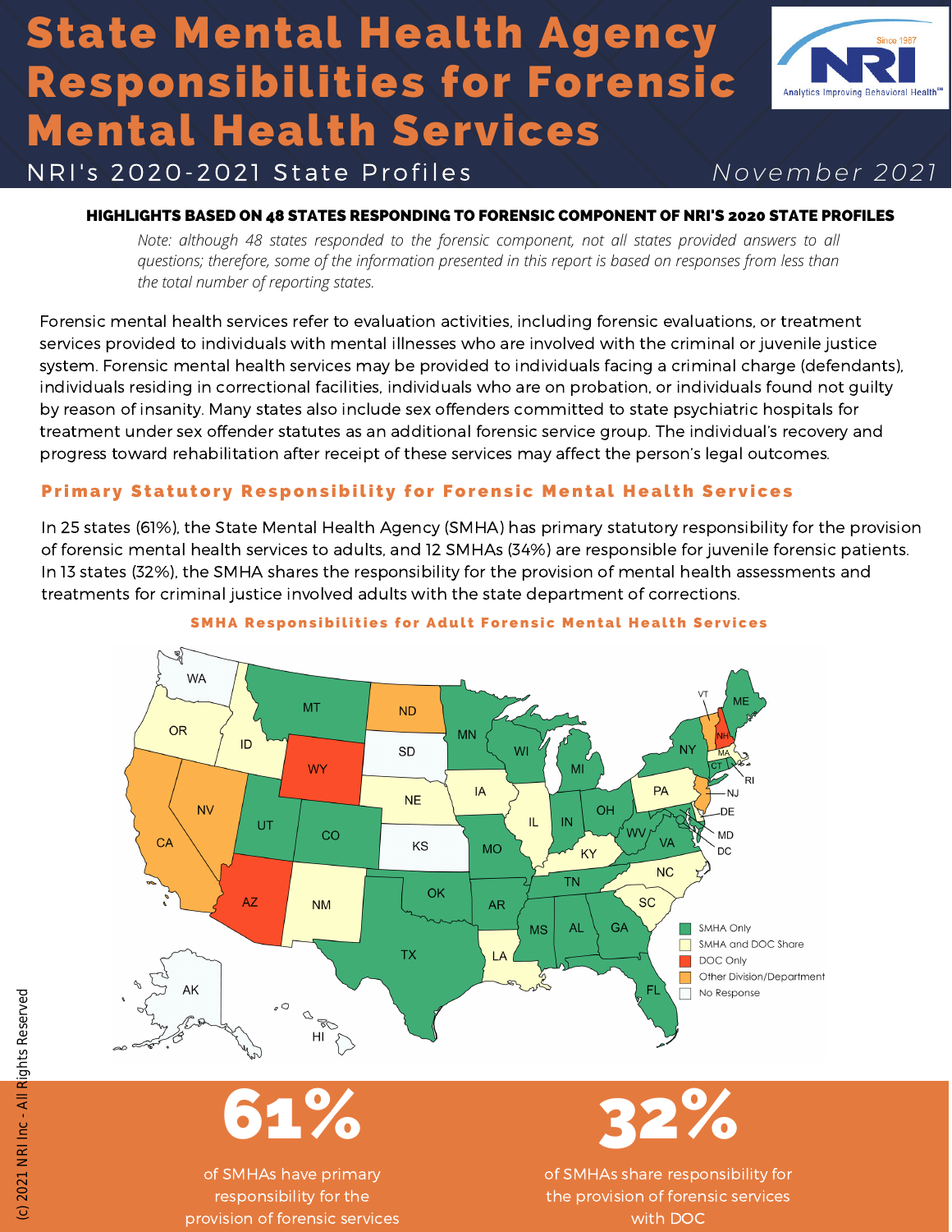# State Mental Health Agency Responsibilities for Forensic Mental Health Services

NRI's 2020-2021 State Profiles

November 2021

**HIGHLIGHTS BASED ON 48 STATES RESPONDING TO FORENSIC COMPONENT OF NRI'S 2020 STATE PROFILES**

*Note: although 48 states responded to the forensic component, not all states provided answers to all questions; therefore, some of the information presented in this report is based on responses from less than the total number of reporting states.*

Forensic mental health services refer to evaluation activities, including forensic evaluations, or treatment services provided to individuals with mental illnesses who are involved with the criminal or juvenile justice system. Forensic mental health services may be provided to individuals facing a criminal charge (defendants), individuals residing in correctional facilities, individuals who are on probation, or individuals found not guilty by reason of insanity. Many states also include sex offenders committed to state psychiatric hospitals for treatment under sex offender statutes as an additional forensic service group. The individual's recovery and progress toward rehabilitation after receipt of these services may affect the person's legal outcomes.

## Primary Statutory Responsibility for Forensic Mental Health Services

In 25 states (61%), the State Mental Health Agency (SMHA) has primary statutory responsibility for the provision of forensic mental health services to adults, and 12 SMHAs (34%) are responsible for juvenile forensic patients. In 13 states (32%), the SMHA shares the responsibility for the provision of mental health assessments and treatments for criminal justice involved adults with the state department of corrections.

### SMHA Responsibilities for Adult Forensic Mental Health Services

| Category | States |
|---|---|
| SMHA Only | MT, MN, WI, MI, NY, ME, CT, UT, CO, MO, IN, OH, WV, VA, MD, OK, AR, TX, TN, MS, AL, GA, FL |
| SMHA and DOC Share | OR, ID, NE, IA, IL, KY, PA, MA, NM, NC, SC, LA |
| DOC Only | WY, AZ, NH |
| Other Division/Department | ND, NV, CA, VT, NJ |
| No Response | WA, SD, KS, AK |

**61%** of SMHAs have primary responsibility for the provision of forensic services

**32%** of SMHAs share responsibility for the provision of forensic services with DOC

(c) 2021 NRI Inc - All Rights Reserved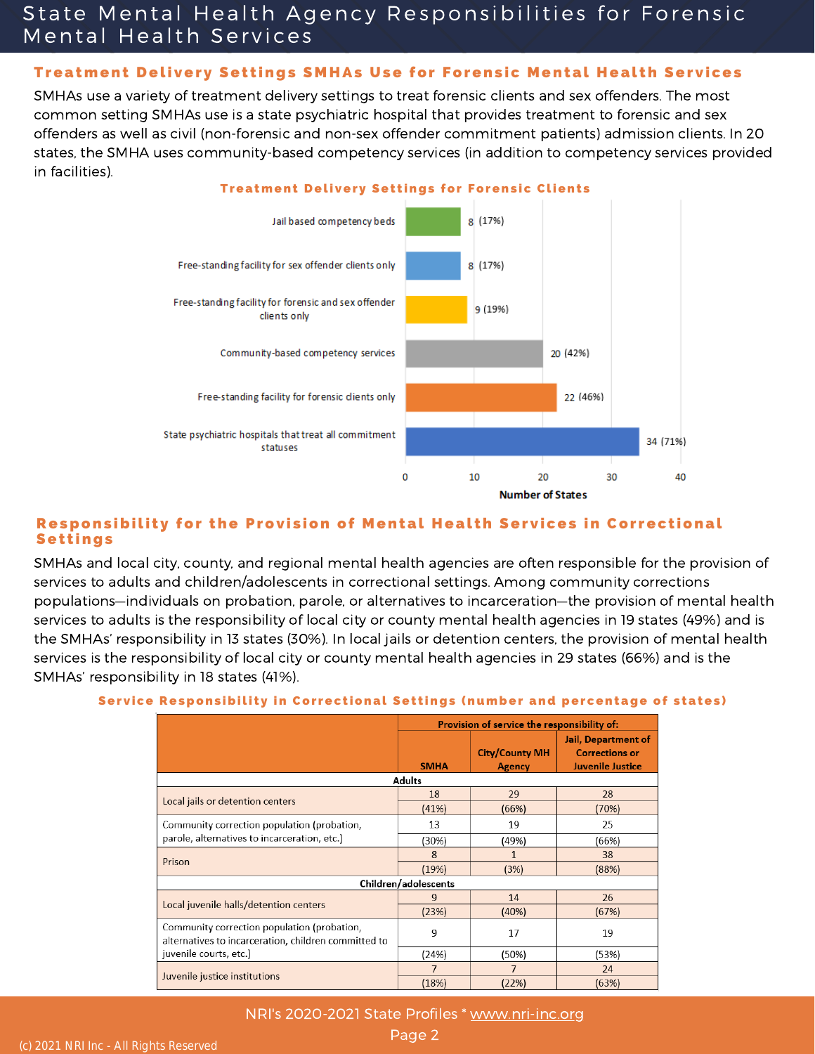# State Mental Health Agency Responsibilities for Forensic Mental Health Services

## Treatment Delivery Settings SMHAs Use for Forensic Mental Health Services

SMHAs use a variety of treatment delivery settings to treat forensic clients and sex offenders. The most common setting SMHAs use is a state psychiatric hospital that provides treatment to forensic and sex offenders as well as civil (non-forensic and non-sex offender commitment patients) admission clients. In 20 states, the SMHA uses community-based competency services (in addition to competency services provided in facilities).

**Treatment Delivery Settings for Forensic Clients**

Jail based competency beds: 8 (17%)
Free-standing facility for sex offender clients only: 8 (17%)
Free-standing facility for forensic and sex offender clients only: 9 (19%)
Community-based competency services: 20 (42%)
Free-standing facility for forensic clients only: 22 (46%)
State psychiatric hospitals that treat all commitment statuses: 34 (71%)

0 10 20 30 40
Number of States

## Responsibility for the Provision of Mental Health Services in Correctional Settings

SMHAs and local city, county, and regional mental health agencies are often responsible for the provision of services to adults and children/adolescents in correctional settings. Among community corrections populations—individuals on probation, parole, or alternatives to incarceration—the provision of mental health services to adults is the responsibility of local city or county mental health agencies in 19 states (49%) and is the SMHAs' responsibility in 13 states (30%). In local jails or detention centers, the provision of mental health services is the responsibility of local city or county mental health agencies in 29 states (66%) and is the SMHAs' responsibility in 18 states (41%).

**Service Responsibility in Correctional Settings (number and percentage of states)**

| | Provision of service the responsibility of: | | |
|---|---|---|---|
| | SMHA | City/County MH Agency | Jail, Department of Corrections or Juvenile Justice |
| **Adults** | | | |
| Local jails or detention centers | 18 (41%) | 29 (66%) | 28 (70%) |
| Community correction population (probation, parole, alternatives to incarceration, etc.) | 13 (30%) | 19 (49%) | 25 (66%) |
| Prison | 8 (19%) | 1 (3%) | 38 (88%) |
| **Children/adolescents** | | | |
| Local juvenile halls/detention centers | 9 (23%) | 14 (40%) | 26 (67%) |
| Community correction population (probation, alternatives to incarceration, children committed to juvenile courts, etc.) | 9 (24%) | 17 (50%) | 19 (53%) |
| Juvenile justice institutions | 7 (18%) | 7 (22%) | 24 (63%) |

NRI's 2020-2021 State Profiles * www.nri-inc.org

(c) 2021 NRI Inc - All Rights Reserved